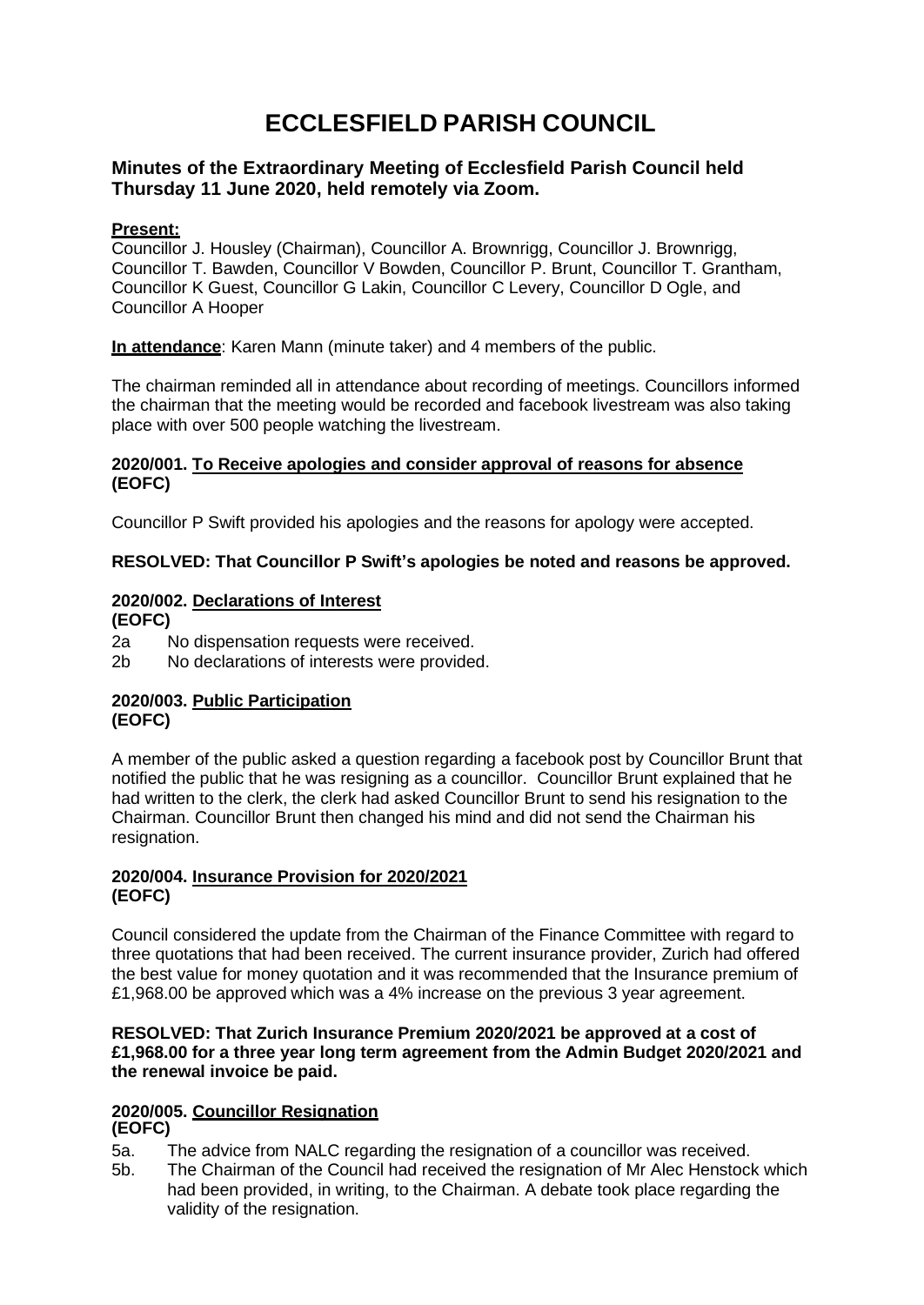# ECCLESFIELD PARISH COUNCIL

## Minutes of the Extraordinary Meeting of Ecclesfield Parish Council held Thursday 11 June 2020, held remotely via Zoom.

**Present:**

Councillor J. Housley (Chairman), Councillor A. Brownrigg, Councillor J. Brownrigg, Councillor T. Bawden, Councillor V Bowden, Councillor P. Brunt, Councillor T. Grantham, Councillor K Guest, Councillor G Lakin, Councillor C Levery, Councillor D Ogle, and Councillor A Hooper

**In attendance**: Karen Mann (minute taker) and 4 members of the public.

The chairman reminded all in attendance about recording of meetings. Councillors informed the chairman that the meeting would be recorded and facebook livestream was also taking place with over 500 people watching the livestream.

### 2020/001. To Receive apologies and consider approval of reasons for absence (EOFC)

Councillor P Swift provided his apologies and the reasons for apology were accepted.

**RESOLVED: That Councillor P Swift's apologies be noted and reasons be approved.**

### 2020/002. Declarations of Interest (EOFC)

2a No dispensation requests were received.
2b No declarations of interests were provided.

### 2020/003. Public Participation (EOFC)

A member of the public asked a question regarding a facebook post by Councillor Brunt that notified the public that he was resigning as a councillor. Councillor Brunt explained that he had written to the clerk, the clerk had asked Councillor Brunt to send his resignation to the Chairman. Councillor Brunt then changed his mind and did not send the Chairman his resignation.

### 2020/004. Insurance Provision for 2020/2021 (EOFC)

Council considered the update from the Chairman of the Finance Committee with regard to three quotations that had been received. The current insurance provider, Zurich had offered the best value for money quotation and it was recommended that the Insurance premium of £1,968.00 be approved which was a 4% increase on the previous 3 year agreement.

**RESOLVED: That Zurich Insurance Premium 2020/2021 be approved at a cost of £1,968.00 for a three year long term agreement from the Admin Budget 2020/2021 and the renewal invoice be paid.**

### 2020/005. Councillor Resignation (EOFC)

5a. The advice from NALC regarding the resignation of a councillor was received.
5b. The Chairman of the Council had received the resignation of Mr Alec Henstock which had been provided, in writing, to the Chairman. A debate took place regarding the validity of the resignation.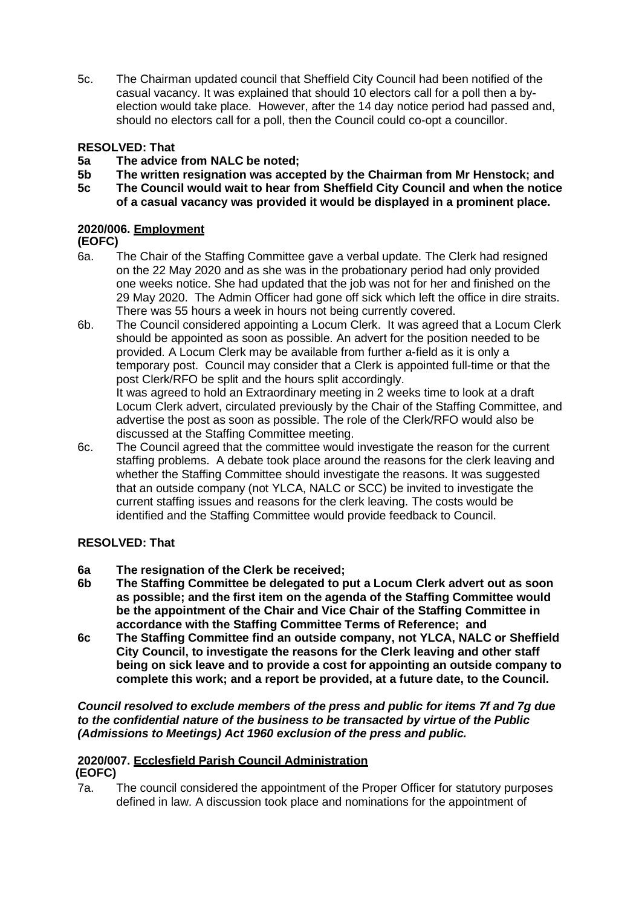5c. The Chairman updated council that Sheffield City Council had been notified of the casual vacancy. It was explained that should 10 electors call for a poll then a by-election would take place. However, after the 14 day notice period had passed and, should no electors call for a poll, then the Council could co-opt a councillor.

**RESOLVED: That**

**5a The advice from NALC be noted;**

**5b The written resignation was accepted by the Chairman from Mr Henstock; and**

**5c The Council would wait to hear from Sheffield City Council and when the notice of a casual vacancy was provided it would be displayed in a prominent place.**

## 2020/006. Employment

**(EOFC)**

6a. The Chair of the Staffing Committee gave a verbal update. The Clerk had resigned on the 22 May 2020 and as she was in the probationary period had only provided one weeks notice. She had updated that the job was not for her and finished on the 29 May 2020. The Admin Officer had gone off sick which left the office in dire straits. There was 55 hours a week in hours not being currently covered.

6b. The Council considered appointing a Locum Clerk. It was agreed that a Locum Clerk should be appointed as soon as possible. An advert for the position needed to be provided. A Locum Clerk may be available from further a-field as it is only a temporary post. Council may consider that a Clerk is appointed full-time or that the post Clerk/RFO be split and the hours split accordingly.
It was agreed to hold an Extraordinary meeting in 2 weeks time to look at a draft Locum Clerk advert, circulated previously by the Chair of the Staffing Committee, and advertise the post as soon as possible. The role of the Clerk/RFO would also be discussed at the Staffing Committee meeting.

6c. The Council agreed that the committee would investigate the reason for the current staffing problems. A debate took place around the reasons for the clerk leaving and whether the Staffing Committee should investigate the reasons. It was suggested that an outside company (not YLCA, NALC or SCC) be invited to investigate the current staffing issues and reasons for the clerk leaving. The costs would be identified and the Staffing Committee would provide feedback to Council.

**RESOLVED: That**

**6a The resignation of the Clerk be received;**

**6b The Staffing Committee be delegated to put a Locum Clerk advert out as soon as possible; and the first item on the agenda of the Staffing Committee would be the appointment of the Chair and Vice Chair of the Staffing Committee in accordance with the Staffing Committee Terms of Reference; and**

**6c The Staffing Committee find an outside company, not YLCA, NALC or Sheffield City Council, to investigate the reasons for the Clerk leaving and other staff being on sick leave and to provide a cost for appointing an outside company to complete this work; and a report be provided, at a future date, to the Council.**

***Council resolved to exclude members of the press and public for items 7f and 7g due to the confidential nature of the business to be transacted by virtue of the Public (Admissions to Meetings) Act 1960 exclusion of the press and public.***

## 2020/007. Ecclesfield Parish Council Administration

**(EOFC)**

7a. The council considered the appointment of the Proper Officer for statutory purposes defined in law. A discussion took place and nominations for the appointment of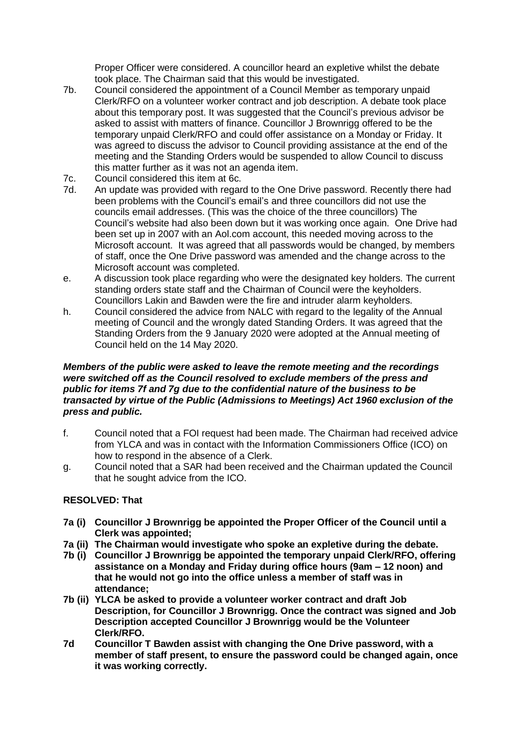Proper Officer were considered. A councillor heard an expletive whilst the debate took place. The Chairman said that this would be investigated.

7b. Council considered the appointment of a Council Member as temporary unpaid Clerk/RFO on a volunteer worker contract and job description. A debate took place about this temporary post. It was suggested that the Council's previous advisor be asked to assist with matters of finance. Councillor J Brownrigg offered to be the temporary unpaid Clerk/RFO and could offer assistance on a Monday or Friday. It was agreed to discuss the advisor to Council providing assistance at the end of the meeting and the Standing Orders would be suspended to allow Council to discuss this matter further as it was not an agenda item.

7c. Council considered this item at 6c.

7d. An update was provided with regard to the One Drive password. Recently there had been problems with the Council's email's and three councillors did not use the councils email addresses. (This was the choice of the three councillors) The Council's website had also been down but it was working once again. One Drive had been set up in 2007 with an Aol.com account, this needed moving across to the Microsoft account. It was agreed that all passwords would be changed, by members of staff, once the One Drive password was amended and the change across to the Microsoft account was completed.

e. A discussion took place regarding who were the designated key holders. The current standing orders state staff and the Chairman of Council were the keyholders. Councillors Lakin and Bawden were the fire and intruder alarm keyholders.

h. Council considered the advice from NALC with regard to the legality of the Annual meeting of Council and the wrongly dated Standing Orders. It was agreed that the Standing Orders from the 9 January 2020 were adopted at the Annual meeting of Council held on the 14 May 2020.

***Members of the public were asked to leave the remote meeting and the recordings were switched off as the Council resolved to exclude members of the press and public for items 7f and 7g due to the confidential nature of the business to be transacted by virtue of the Public (Admissions to Meetings) Act 1960 exclusion of the press and public.***

f. Council noted that a FOI request had been made. The Chairman had received advice from YLCA and was in contact with the Information Commissioners Office (ICO) on how to respond in the absence of a Clerk.

g. Council noted that a SAR had been received and the Chairman updated the Council that he sought advice from the ICO.

**RESOLVED: That**

- **7a (i) Councillor J Brownrigg be appointed the Proper Officer of the Council until a Clerk was appointed;**
- **7a (ii) The Chairman would investigate who spoke an expletive during the debate.**
- **7b (i) Councillor J Brownrigg be appointed the temporary unpaid Clerk/RFO, offering assistance on a Monday and Friday during office hours (9am – 12 noon) and that he would not go into the office unless a member of staff was in attendance;**
- **7b (ii) YLCA be asked to provide a volunteer worker contract and draft Job Description, for Councillor J Brownrigg. Once the contract was signed and Job Description accepted Councillor J Brownrigg would be the Volunteer Clerk/RFO.**
- **7d Councillor T Bawden assist with changing the One Drive password, with a member of staff present, to ensure the password could be changed again, once it was working correctly.**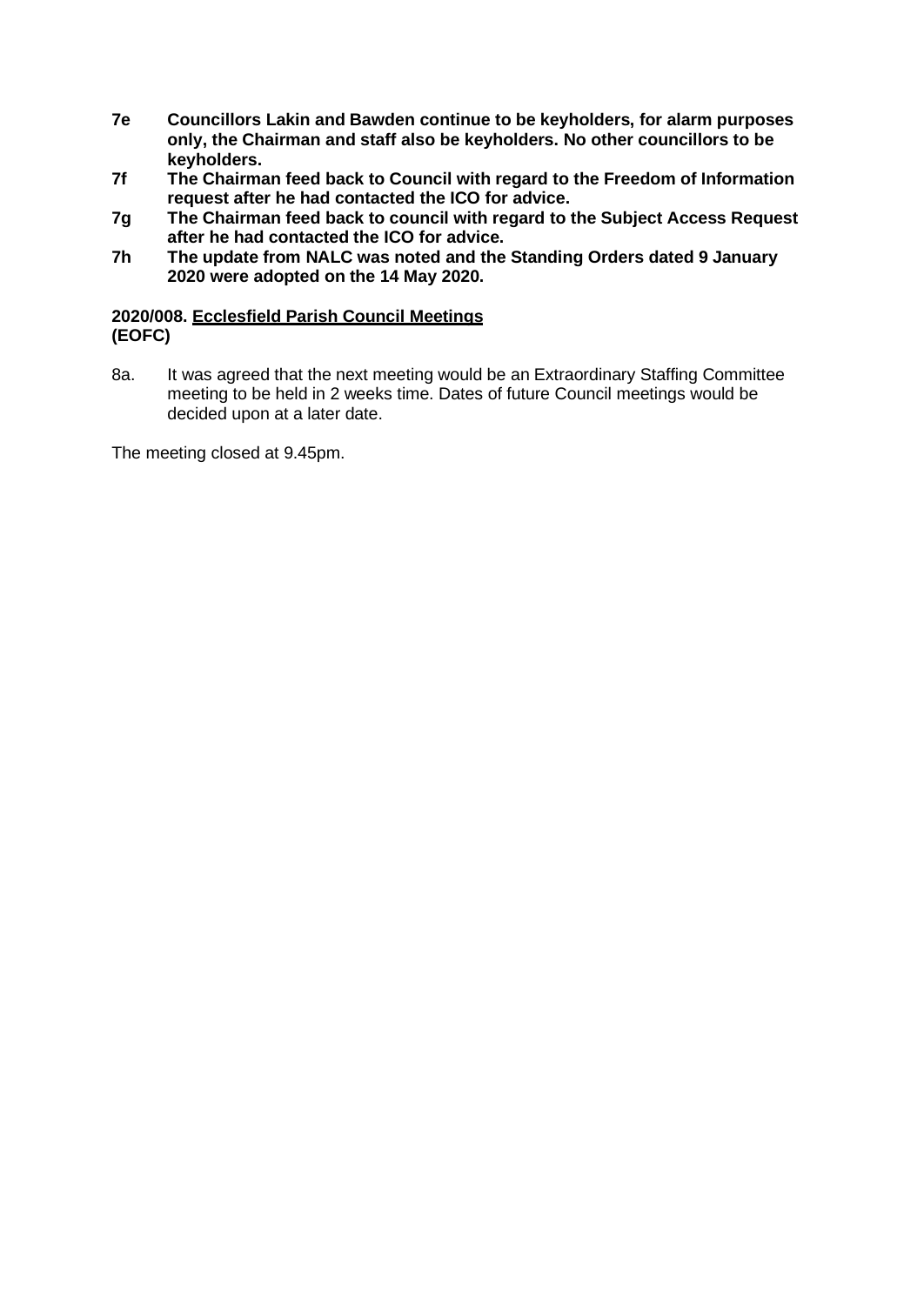**7e Councillors Lakin and Bawden continue to be keyholders, for alarm purposes only, the Chairman and staff also be keyholders. No other councillors to be keyholders.**

**7f The Chairman feed back to Council with regard to the Freedom of Information request after he had contacted the ICO for advice.**

**7g The Chairman feed back to council with regard to the Subject Access Request after he had contacted the ICO for advice.**

**7h The update from NALC was noted and the Standing Orders dated 9 January 2020 were adopted on the 14 May 2020.**

**2020/008. Ecclesfield Parish Council Meetings (EOFC)**

8a. It was agreed that the next meeting would be an Extraordinary Staffing Committee meeting to be held in 2 weeks time. Dates of future Council meetings would be decided upon at a later date.

The meeting closed at 9.45pm.